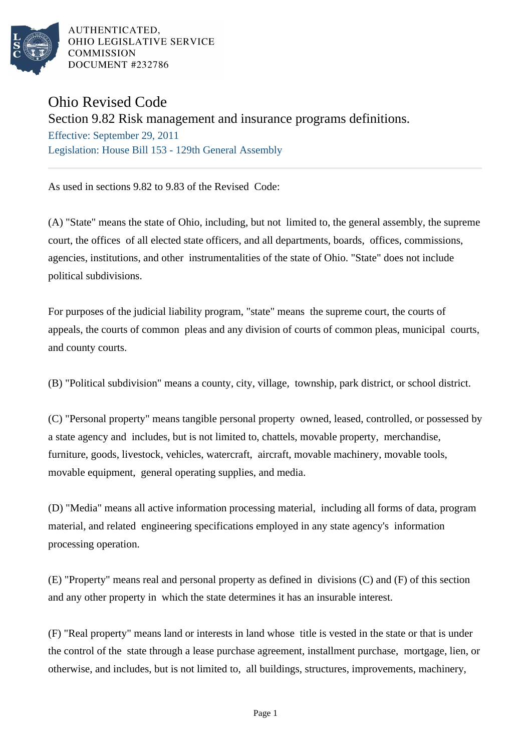AUTHENTICATED,
OHIO LEGISLATIVE SERVICE
COMMISSION
DOCUMENT #232786

# Ohio Revised Code

## Section 9.82 Risk management and insurance programs definitions.

Effective: September 29, 2011

Legislation: House Bill 153 - 129th General Assembly

As used in sections 9.82 to 9.83 of the Revised Code:

(A) "State" means the state of Ohio, including, but not limited to, the general assembly, the supreme court, the offices of all elected state officers, and all departments, boards, offices, commissions, agencies, institutions, and other instrumentalities of the state of Ohio. "State" does not include political subdivisions.

For purposes of the judicial liability program, "state" means the supreme court, the courts of appeals, the courts of common pleas and any division of courts of common pleas, municipal courts, and county courts.

(B) "Political subdivision" means a county, city, village, township, park district, or school district.

(C) "Personal property" means tangible personal property owned, leased, controlled, or possessed by a state agency and includes, but is not limited to, chattels, movable property, merchandise, furniture, goods, livestock, vehicles, watercraft, aircraft, movable machinery, movable tools, movable equipment, general operating supplies, and media.

(D) "Media" means all active information processing material, including all forms of data, program material, and related engineering specifications employed in any state agency's information processing operation.

(E) "Property" means real and personal property as defined in divisions (C) and (F) of this section and any other property in which the state determines it has an insurable interest.

(F) "Real property" means land or interests in land whose title is vested in the state or that is under the control of the state through a lease purchase agreement, installment purchase, mortgage, lien, or otherwise, and includes, but is not limited to, all buildings, structures, improvements, machinery,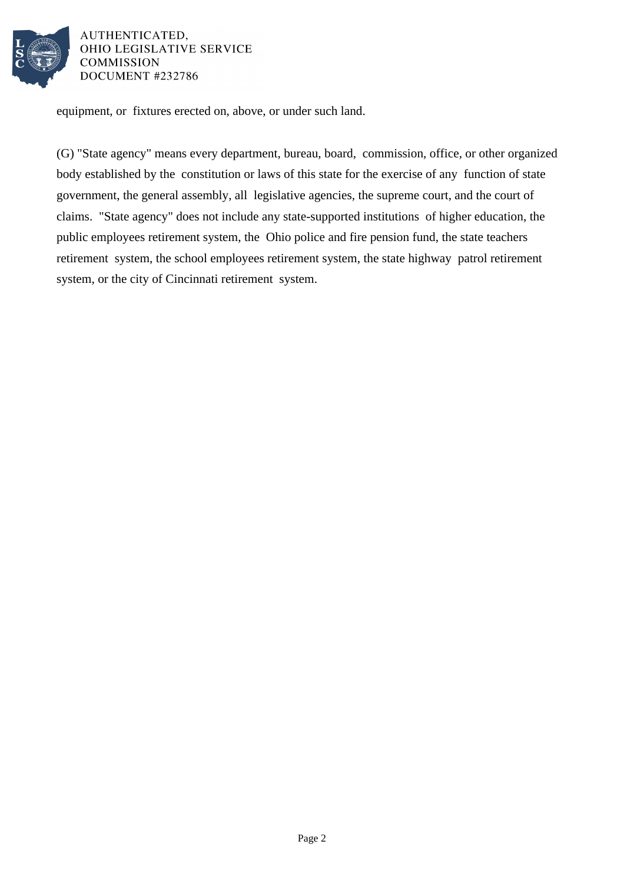equipment, or fixtures erected on, above, or under such land.

(G) "State agency" means every department, bureau, board, commission, office, or other organized body established by the constitution or laws of this state for the exercise of any function of state government, the general assembly, all legislative agencies, the supreme court, and the court of claims. "State agency" does not include any state-supported institutions of higher education, the public employees retirement system, the Ohio police and fire pension fund, the state teachers retirement system, the school employees retirement system, the state highway patrol retirement system, or the city of Cincinnati retirement system.